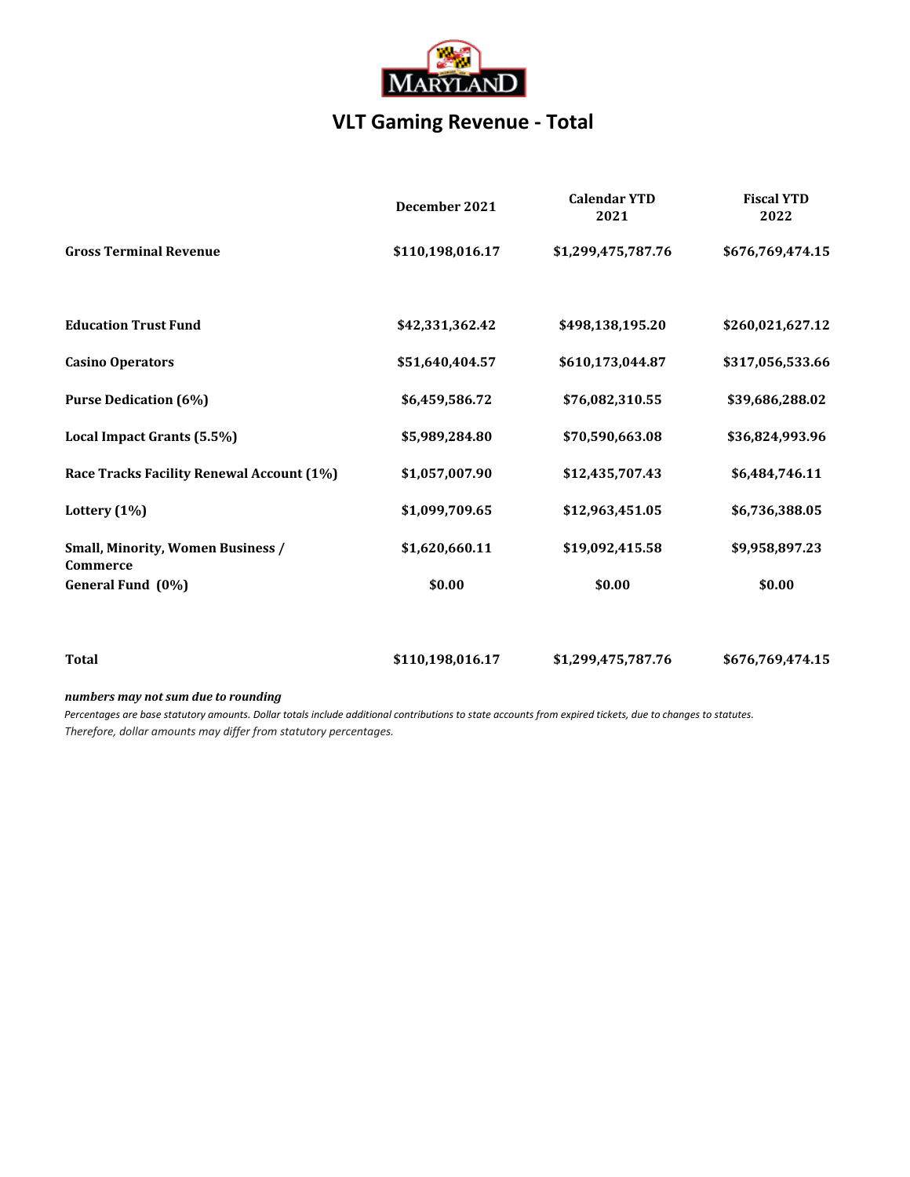# VLT Gaming Revenue - Total

| | December 2021 | Calendar YTD 2021 | Fiscal YTD 2022 |
|---|---|---|---|
| **Gross Terminal Revenue** | **$110,198,016.17** | **$1,299,475,787.76** | **$676,769,474.15** |
| | | | |
| **Education Trust Fund** | **$42,331,362.42** | **$498,138,195.20** | **$260,021,627.12** |
| **Casino Operators** | **$51,640,404.57** | **$610,173,044.87** | **$317,056,533.66** |
| **Purse Dedication (6%)** | **$6,459,586.72** | **$76,082,310.55** | **$39,686,288.02** |
| **Local Impact Grants (5.5%)** | **$5,989,284.80** | **$70,590,663.08** | **$36,824,993.96** |
| **Race Tracks Facility Renewal Account (1%)** | **$1,057,007.90** | **$12,435,707.43** | **$6,484,746.11** |
| **Lottery (1%)** | **$1,099,709.65** | **$12,963,451.05** | **$6,736,388.05** |
| **Small, Minority, Women Business / Commerce** | **$1,620,660.11** | **$19,092,415.58** | **$9,958,897.23** |
| **General Fund (0%)** | **$0.00** | **$0.00** | **$0.00** |
| | | | |
| **Total** | **$110,198,016.17** | **$1,299,475,787.76** | **$676,769,474.15** |

***numbers may not sum due to rounding***

*Percentages are base statutory amounts. Dollar totals include additional contributions to state accounts from expired tickets, due to changes to statutes. Therefore, dollar amounts may differ from statutory percentages.*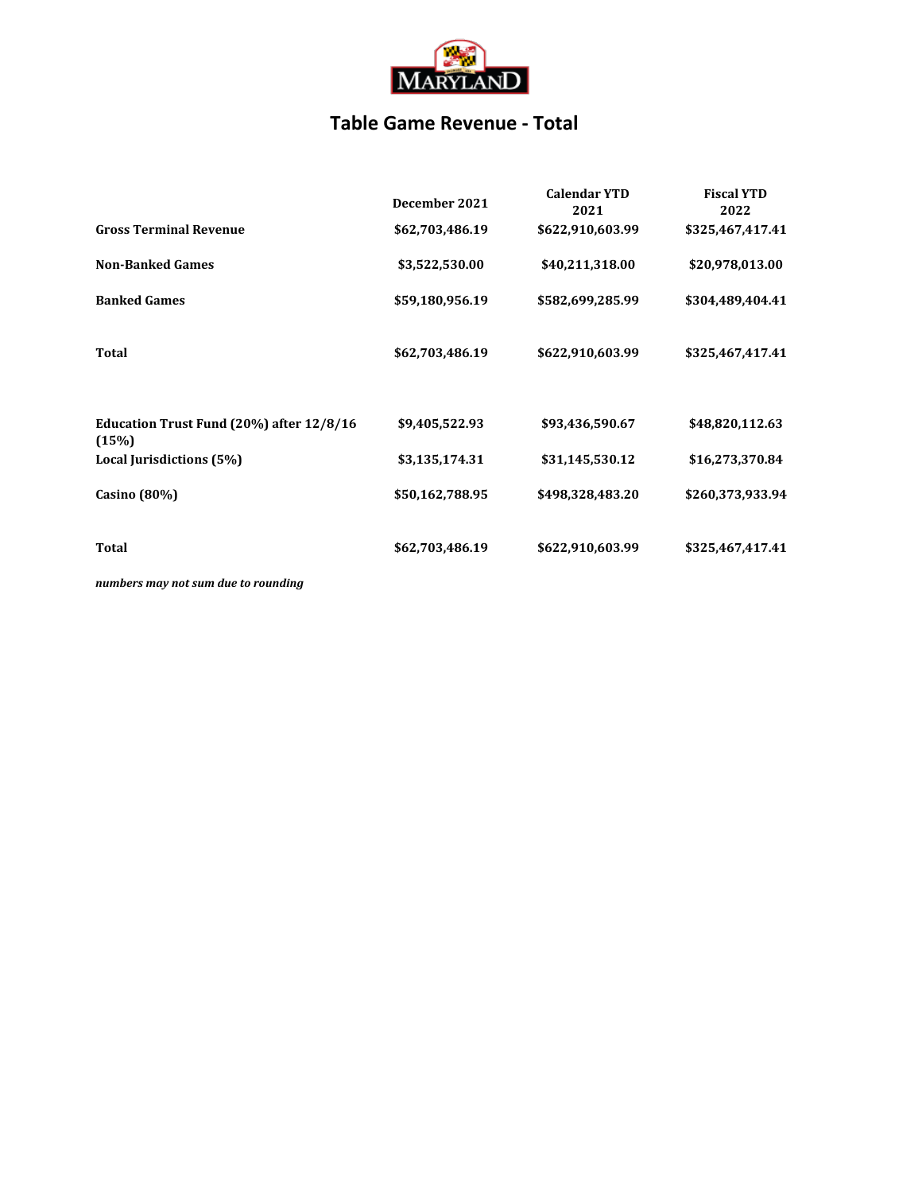## Table Game Revenue - Total

| | December 2021 | Calendar YTD 2021 | Fiscal YTD 2022 |
|---|---|---|---|
| **Gross Terminal Revenue** | **$62,703,486.19** | **$622,910,603.99** | **$325,467,417.41** |
| **Non-Banked Games** | **$3,522,530.00** | **$40,211,318.00** | **$20,978,013.00** |
| **Banked Games** | **$59,180,956.19** | **$582,699,285.99** | **$304,489,404.41** |
| **Total** | **$62,703,486.19** | **$622,910,603.99** | **$325,467,417.41** |
| **Education Trust Fund (20%) after 12/8/16 (15%)** | **$9,405,522.93** | **$93,436,590.67** | **$48,820,112.63** |
| **Local Jurisdictions (5%)** | **$3,135,174.31** | **$31,145,530.12** | **$16,273,370.84** |
| **Casino (80%)** | **$50,162,788.95** | **$498,328,483.20** | **$260,373,933.94** |
| **Total** | **$62,703,486.19** | **$622,910,603.99** | **$325,467,417.41** |

***numbers may not sum due to rounding***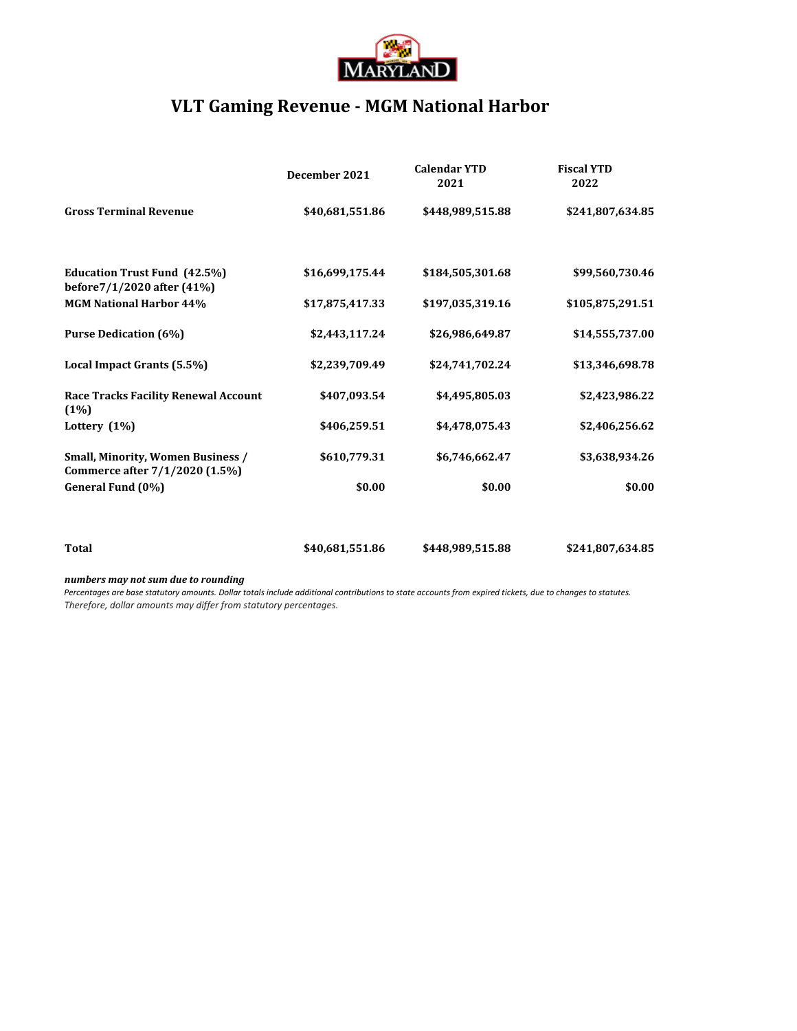# VLT Gaming Revenue - MGM National Harbor

| | December 2021 | Calendar YTD 2021 | Fiscal YTD 2022 |
|---|---|---|---|
| **Gross Terminal Revenue** | **$40,681,551.86** | **$448,989,515.88** | **$241,807,634.85** |
| **Education Trust Fund (42.5%) before7/1/2020 after (41%)** | **$16,699,175.44** | **$184,505,301.68** | **$99,560,730.46** |
| **MGM National Harbor 44%** | **$17,875,417.33** | **$197,035,319.16** | **$105,875,291.51** |
| **Purse Dedication (6%)** | **$2,443,117.24** | **$26,986,649.87** | **$14,555,737.00** |
| **Local Impact Grants (5.5%)** | **$2,239,709.49** | **$24,741,702.24** | **$13,346,698.78** |
| **Race Tracks Facility Renewal Account (1%)** | **$407,093.54** | **$4,495,805.03** | **$2,423,986.22** |
| **Lottery (1%)** | **$406,259.51** | **$4,478,075.43** | **$2,406,256.62** |
| **Small, Minority, Women Business / Commerce after 7/1/2020 (1.5%)** | **$610,779.31** | **$6,746,662.47** | **$3,638,934.26** |
| **General Fund (0%)** | **$0.00** | **$0.00** | **$0.00** |
| **Total** | **$40,681,551.86** | **$448,989,515.88** | **$241,807,634.85** |

***numbers may not sum due to rounding***

*Percentages are base statutory amounts. Dollar totals include additional contributions to state accounts from expired tickets, due to changes to statutes. Therefore, dollar amounts may differ from statutory percentages.*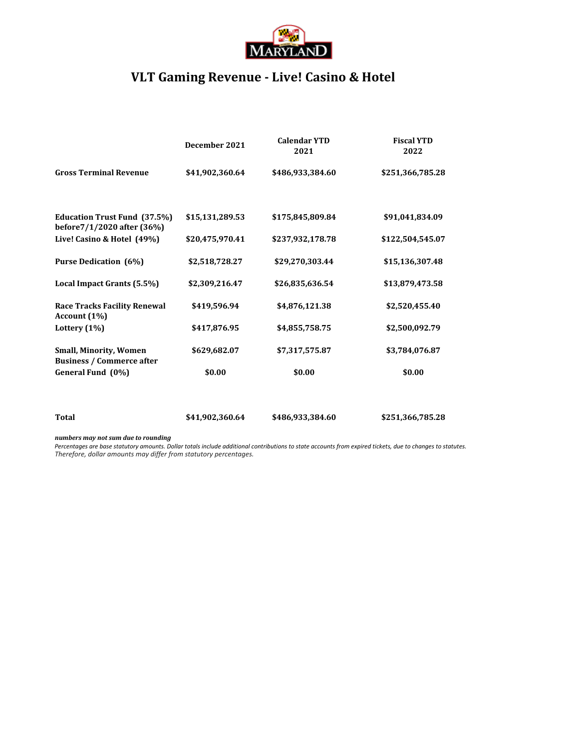# VLT Gaming Revenue - Live! Casino & Hotel

| | December 2021 | Calendar YTD 2021 | Fiscal YTD 2022 |
|---|---|---|---|
| **Gross Terminal Revenue** | $41,902,360.64 | $486,933,384.60 | $251,366,785.28 |
| **Education Trust Fund (37.5%) before7/1/2020 after (36%)** | $15,131,289.53 | $175,845,809.84 | $91,041,834.09 |
| **Live! Casino & Hotel (49%)** | $20,475,970.41 | $237,932,178.78 | $122,504,545.07 |
| **Purse Dedication (6%)** | $2,518,728.27 | $29,270,303.44 | $15,136,307.48 |
| **Local Impact Grants (5.5%)** | $2,309,216.47 | $26,835,636.54 | $13,879,473.58 |
| **Race Tracks Facility Renewal Account (1%)** | $419,596.94 | $4,876,121.38 | $2,520,455.40 |
| **Lottery (1%)** | $417,876.95 | $4,855,758.75 | $2,500,092.79 |
| **Small, Minority, Women Business / Commerce after** | $629,682.07 | $7,317,575.87 | $3,784,076.87 |
| **General Fund (0%)** | $0.00 | $0.00 | $0.00 |
| **Total** | $41,902,360.64 | $486,933,384.60 | $251,366,785.28 |

***numbers may not sum due to rounding***

*Percentages are base statutory amounts. Dollar totals include additional contributions to state accounts from expired tickets, due to changes to statutes. Therefore, dollar amounts may differ from statutory percentages.*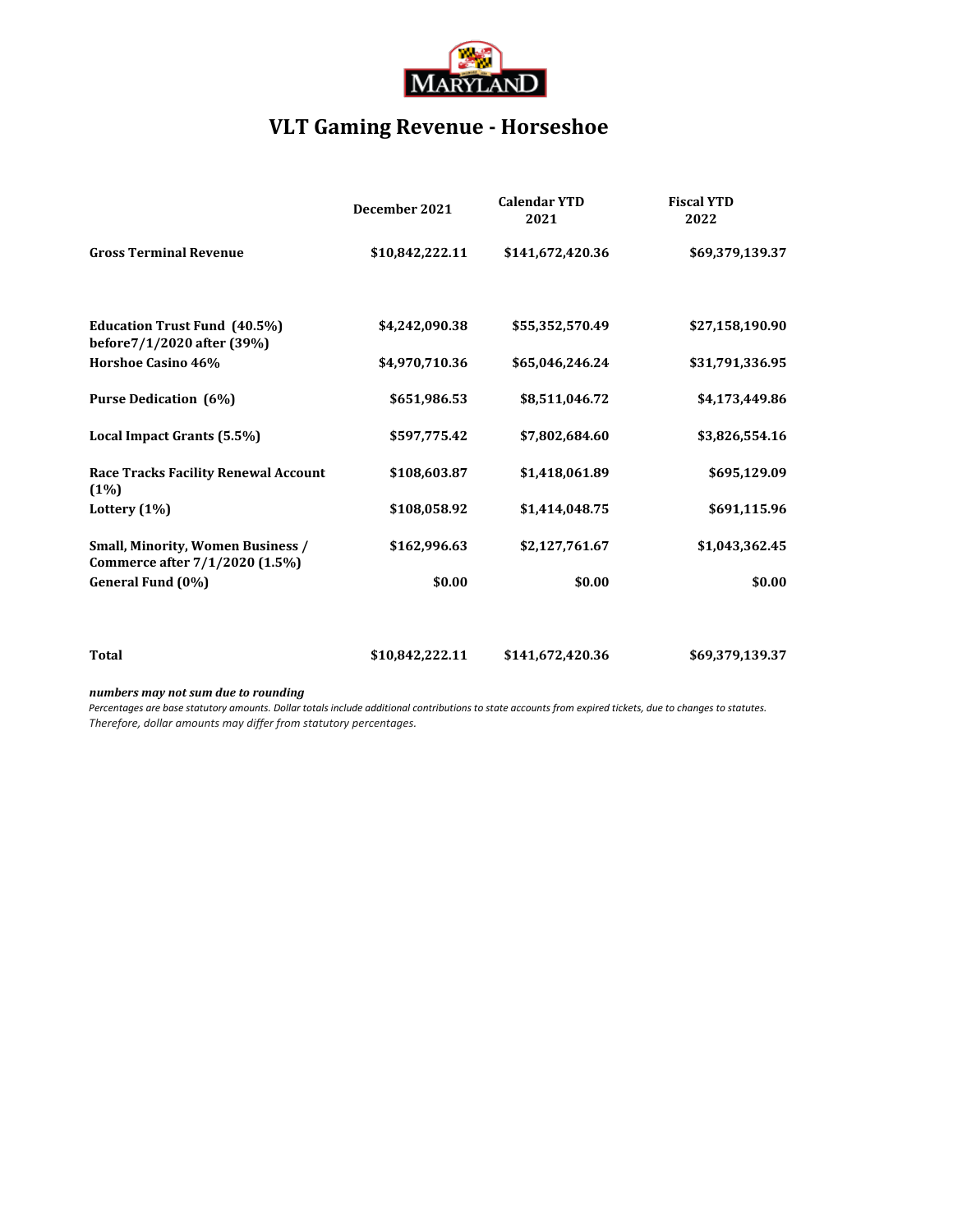MARYLAND

# VLT Gaming Revenue - Horseshoe

| | December 2021 | Calendar YTD 2021 | Fiscal YTD 2022 |
|---|---|---|---|
| **Gross Terminal Revenue** | **$10,842,222.11** | **$141,672,420.36** | **$69,379,139.37** |
| **Education Trust Fund (40.5%) before7/1/2020 after (39%)** | **$4,242,090.38** | **$55,352,570.49** | **$27,158,190.90** |
| **Horshoe Casino 46%** | **$4,970,710.36** | **$65,046,246.24** | **$31,791,336.95** |
| **Purse Dedication (6%)** | **$651,986.53** | **$8,511,046.72** | **$4,173,449.86** |
| **Local Impact Grants (5.5%)** | **$597,775.42** | **$7,802,684.60** | **$3,826,554.16** |
| **Race Tracks Facility Renewal Account (1%)** | **$108,603.87** | **$1,418,061.89** | **$695,129.09** |
| **Lottery (1%)** | **$108,058.92** | **$1,414,048.75** | **$691,115.96** |
| **Small, Minority, Women Business / Commerce after 7/1/2020 (1.5%)** | **$162,996.63** | **$2,127,761.67** | **$1,043,362.45** |
| **General Fund (0%)** | **$0.00** | **$0.00** | **$0.00** |
| **Total** | **$10,842,222.11** | **$141,672,420.36** | **$69,379,139.37** |

***numbers may not sum due to rounding***

*Percentages are base statutory amounts. Dollar totals include additional contributions to state accounts from expired tickets, due to changes to statutes. Therefore, dollar amounts may differ from statutory percentages.*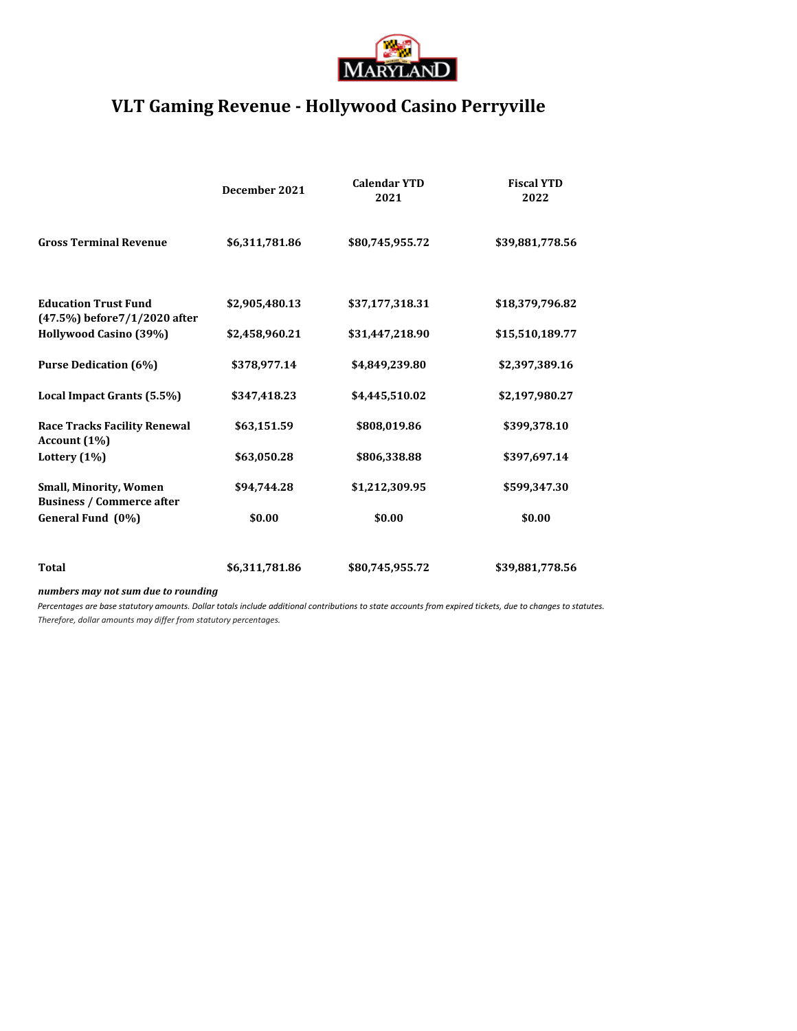# VLT Gaming Revenue - Hollywood Casino Perryville

| | December 2021 | Calendar YTD 2021 | Fiscal YTD 2022 |
|---|---|---|---|
| **Gross Terminal Revenue** | $6,311,781.86 | $80,745,955.72 | $39,881,778.56 |
| **Education Trust Fund (47.5%) before7/1/2020 after** | $2,905,480.13 | $37,177,318.31 | $18,379,796.82 |
| **Hollywood Casino (39%)** | $2,458,960.21 | $31,447,218.90 | $15,510,189.77 |
| **Purse Dedication (6%)** | $378,977.14 | $4,849,239.80 | $2,397,389.16 |
| **Local Impact Grants (5.5%)** | $347,418.23 | $4,445,510.02 | $2,197,980.27 |
| **Race Tracks Facility Renewal Account (1%)** | $63,151.59 | $808,019.86 | $399,378.10 |
| **Lottery (1%)** | $63,050.28 | $806,338.88 | $397,697.14 |
| **Small, Minority, Women Business / Commerce after** | $94,744.28 | $1,212,309.95 | $599,347.30 |
| **General Fund (0%)** | $0.00 | $0.00 | $0.00 |
| **Total** | $6,311,781.86 | $80,745,955.72 | $39,881,778.56 |

***numbers may not sum due to rounding***

*Percentages are base statutory amounts. Dollar totals include additional contributions to state accounts from expired tickets, due to changes to statutes. Therefore, dollar amounts may differ from statutory percentages.*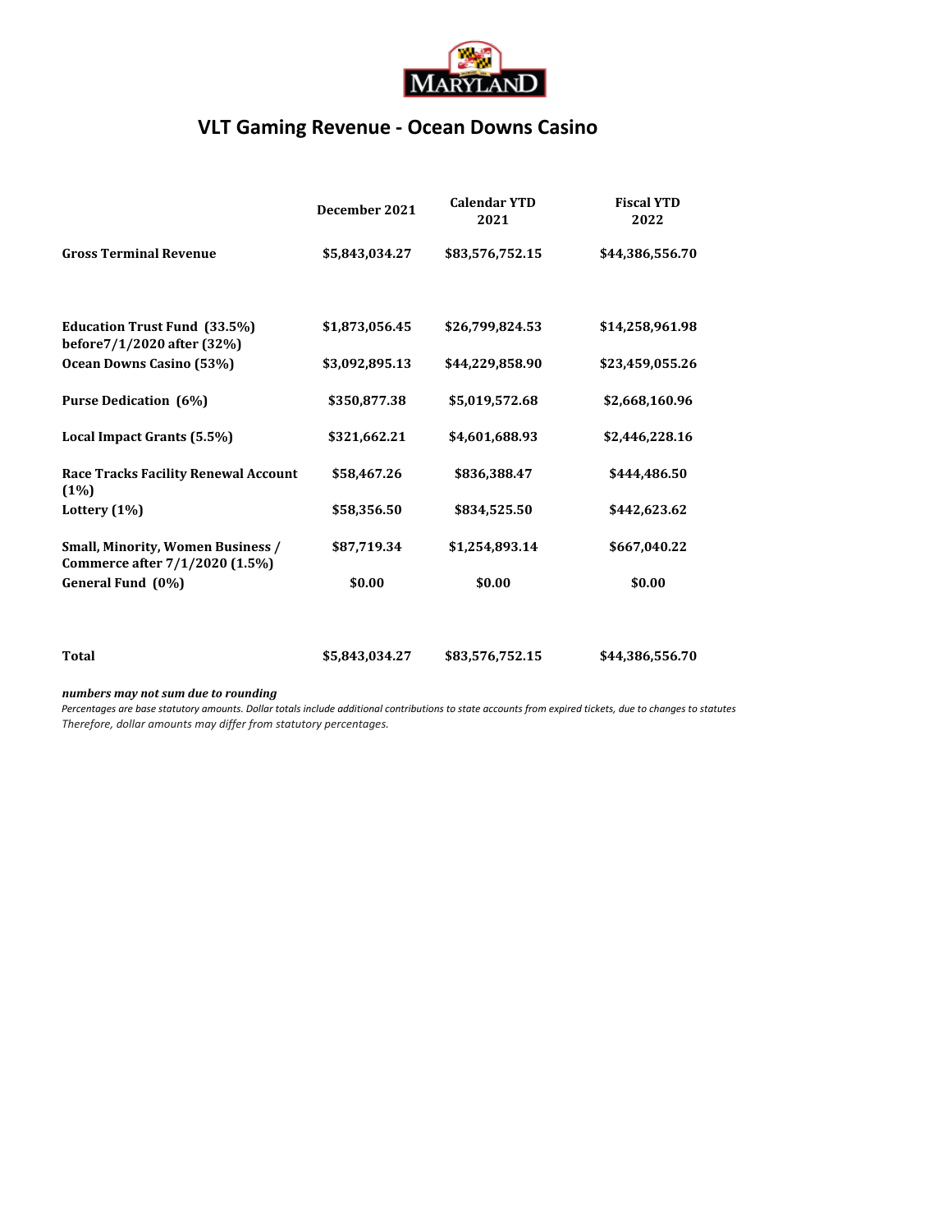# VLT Gaming Revenue - Ocean Downs Casino

| | December 2021 | Calendar YTD 2021 | Fiscal YTD 2022 |
|---|---|---|---|
| **Gross Terminal Revenue** | $5,843,034.27 | $83,576,752.15 | $44,386,556.70 |
| | | | |
| **Education Trust Fund (33.5%) before7/1/2020 after (32%)** | $1,873,056.45 | $26,799,824.53 | $14,258,961.98 |
| **Ocean Downs Casino (53%)** | $3,092,895.13 | $44,229,858.90 | $23,459,055.26 |
| **Purse Dedication (6%)** | $350,877.38 | $5,019,572.68 | $2,668,160.96 |
| **Local Impact Grants (5.5%)** | $321,662.21 | $4,601,688.93 | $2,446,228.16 |
| **Race Tracks Facility Renewal Account (1%)** | $58,467.26 | $836,388.47 | $444,486.50 |
| **Lottery (1%)** | $58,356.50 | $834,525.50 | $442,623.62 |
| **Small, Minority, Women Business / Commerce after 7/1/2020 (1.5%)** | $87,719.34 | $1,254,893.14 | $667,040.22 |
| **General Fund (0%)** | $0.00 | $0.00 | $0.00 |
| | | | |
| **Total** | $5,843,034.27 | $83,576,752.15 | $44,386,556.70 |

***numbers may not sum due to rounding***

*Percentages are base statutory amounts. Dollar totals include additional contributions to state accounts from expired tickets, due to changes to statutes*
*Therefore, dollar amounts may differ from statutory percentages.*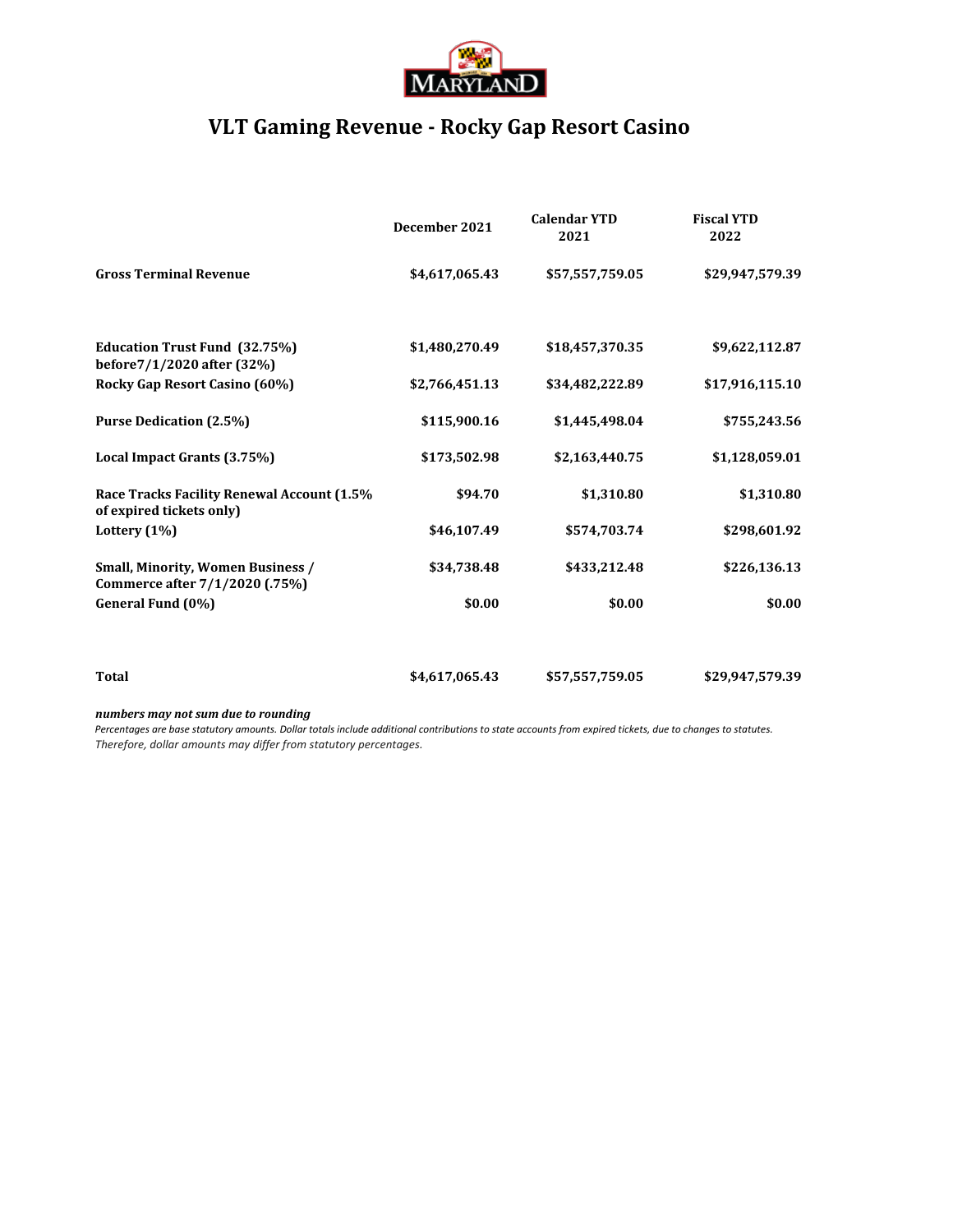# VLT Gaming Revenue - Rocky Gap Resort Casino

| | December 2021 | Calendar YTD 2021 | Fiscal YTD 2022 |
|---|---|---|---|
| **Gross Terminal Revenue** | **$4,617,065.43** | **$57,557,759.05** | **$29,947,579.39** |
| | | | |
| **Education Trust Fund (32.75%) before7/1/2020 after (32%)** | **$1,480,270.49** | **$18,457,370.35** | **$9,622,112.87** |
| **Rocky Gap Resort Casino (60%)** | **$2,766,451.13** | **$34,482,222.89** | **$17,916,115.10** |
| **Purse Dedication (2.5%)** | **$115,900.16** | **$1,445,498.04** | **$755,243.56** |
| **Local Impact Grants (3.75%)** | **$173,502.98** | **$2,163,440.75** | **$1,128,059.01** |
| **Race Tracks Facility Renewal Account (1.5% of expired tickets only)** | **$94.70** | **$1,310.80** | **$1,310.80** |
| **Lottery (1%)** | **$46,107.49** | **$574,703.74** | **$298,601.92** |
| **Small, Minority, Women Business / Commerce after 7/1/2020 (.75%)** | **$34,738.48** | **$433,212.48** | **$226,136.13** |
| **General Fund (0%)** | **$0.00** | **$0.00** | **$0.00** |
| | | | |
| **Total** | **$4,617,065.43** | **$57,557,759.05** | **$29,947,579.39** |

***numbers may not sum due to rounding***

*Percentages are base statutory amounts. Dollar totals include additional contributions to state accounts from expired tickets, due to changes to statutes. Therefore, dollar amounts may differ from statutory percentages.*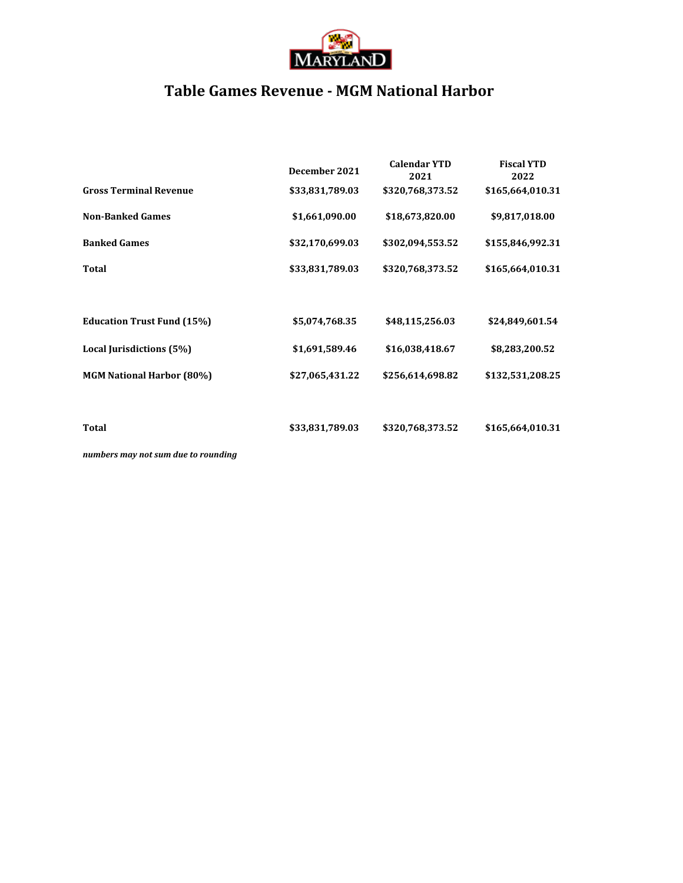# Table Games Revenue - MGM National Harbor

| | December 2021 | Calendar YTD 2021 | Fiscal YTD 2022 |
|---|---|---|---|
| **Gross Terminal Revenue** | $33,831,789.03 | $320,768,373.52 | $165,664,010.31 |
| **Non-Banked Games** | $1,661,090.00 | $18,673,820.00 | $9,817,018.00 |
| **Banked Games** | $32,170,699.03 | $302,094,553.52 | $155,846,992.31 |
| **Total** | $33,831,789.03 | $320,768,373.52 | $165,664,010.31 |
| | | | |
| **Education Trust Fund (15%)** | $5,074,768.35 | $48,115,256.03 | $24,849,601.54 |
| **Local Jurisdictions (5%)** | $1,691,589.46 | $16,038,418.67 | $8,283,200.52 |
| **MGM National Harbor (80%)** | $27,065,431.22 | $256,614,698.82 | $132,531,208.25 |
| | | | |
| **Total** | $33,831,789.03 | $320,768,373.52 | $165,664,010.31 |

***numbers may not sum due to rounding***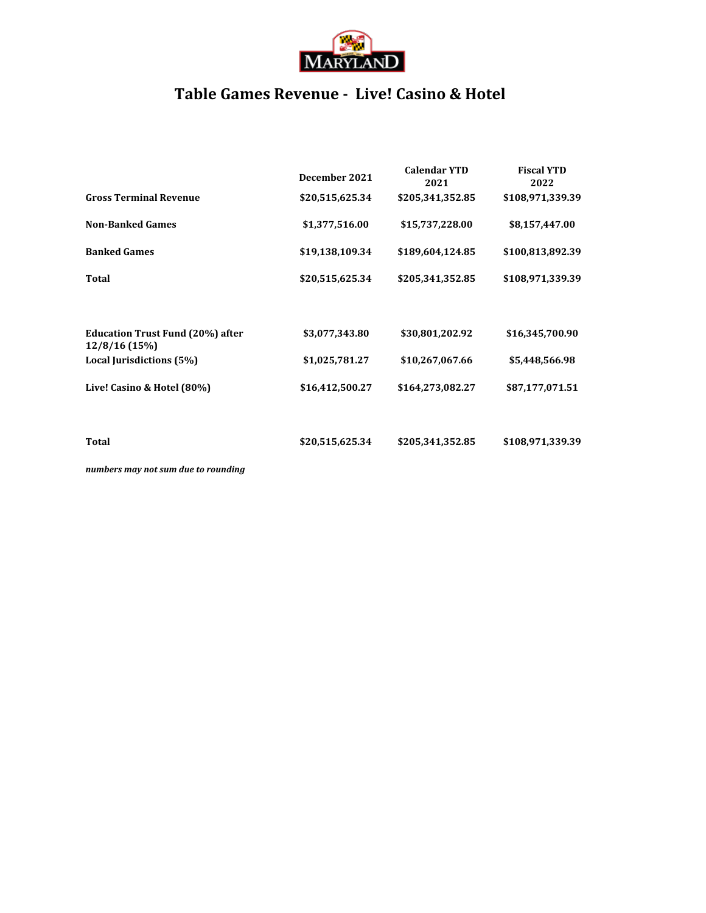# Table Games Revenue - Live! Casino & Hotel

| | December 2021 | Calendar YTD 2021 | Fiscal YTD 2022 |
|---|---|---|---|
| **Gross Terminal Revenue** | $20,515,625.34 | $205,341,352.85 | $108,971,339.39 |
| **Non-Banked Games** | $1,377,516.00 | $15,737,228.00 | $8,157,447.00 |
| **Banked Games** | $19,138,109.34 | $189,604,124.85 | $100,813,892.39 |
| **Total** | $20,515,625.34 | $205,341,352.85 | $108,971,339.39 |
| | | | |
| **Education Trust Fund (20%) after 12/8/16 (15%)** | $3,077,343.80 | $30,801,202.92 | $16,345,700.90 |
| **Local Jurisdictions (5%)** | $1,025,781.27 | $10,267,067.66 | $5,448,566.98 |
| **Live! Casino & Hotel (80%)** | $16,412,500.27 | $164,273,082.27 | $87,177,071.51 |
| | | | |
| **Total** | $20,515,625.34 | $205,341,352.85 | $108,971,339.39 |

***numbers may not sum due to rounding***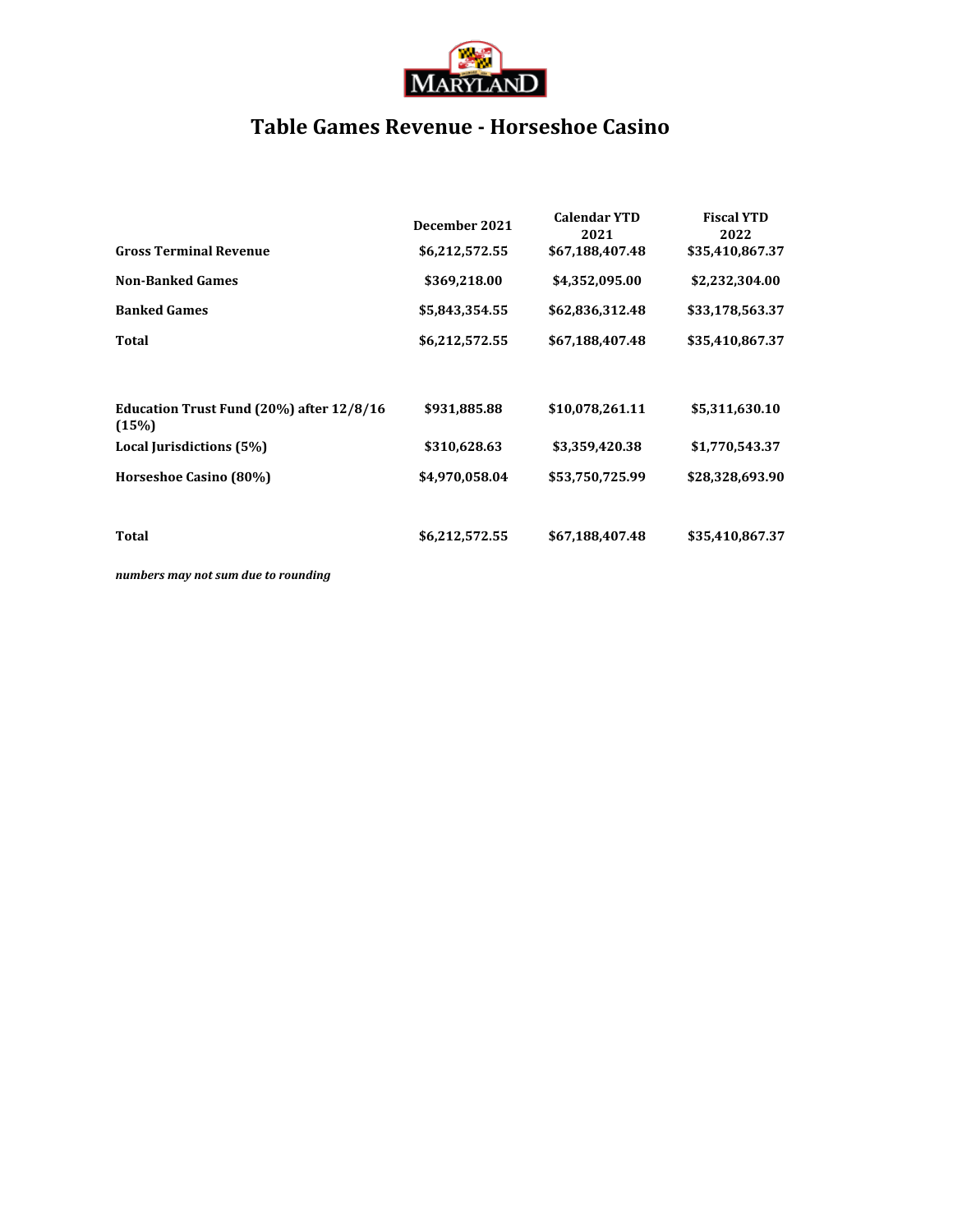# Table Games Revenue - Horseshoe Casino

| | December 2021 | Calendar YTD 2021 | Fiscal YTD 2022 |
|---|---|---|---|
| **Gross Terminal Revenue** | $6,212,572.55 | $67,188,407.48 | $35,410,867.37 |
| **Non-Banked Games** | $369,218.00 | $4,352,095.00 | $2,232,304.00 |
| **Banked Games** | $5,843,354.55 | $62,836,312.48 | $33,178,563.37 |
| **Total** | $6,212,572.55 | $67,188,407.48 | $35,410,867.37 |
| | | | |
| **Education Trust Fund (20%) after 12/8/16 (15%)** | $931,885.88 | $10,078,261.11 | $5,311,630.10 |
| **Local Jurisdictions (5%)** | $310,628.63 | $3,359,420.38 | $1,770,543.37 |
| **Horseshoe Casino (80%)** | $4,970,058.04 | $53,750,725.99 | $28,328,693.90 |
| | | | |
| **Total** | $6,212,572.55 | $67,188,407.48 | $35,410,867.37 |

***numbers may not sum due to rounding***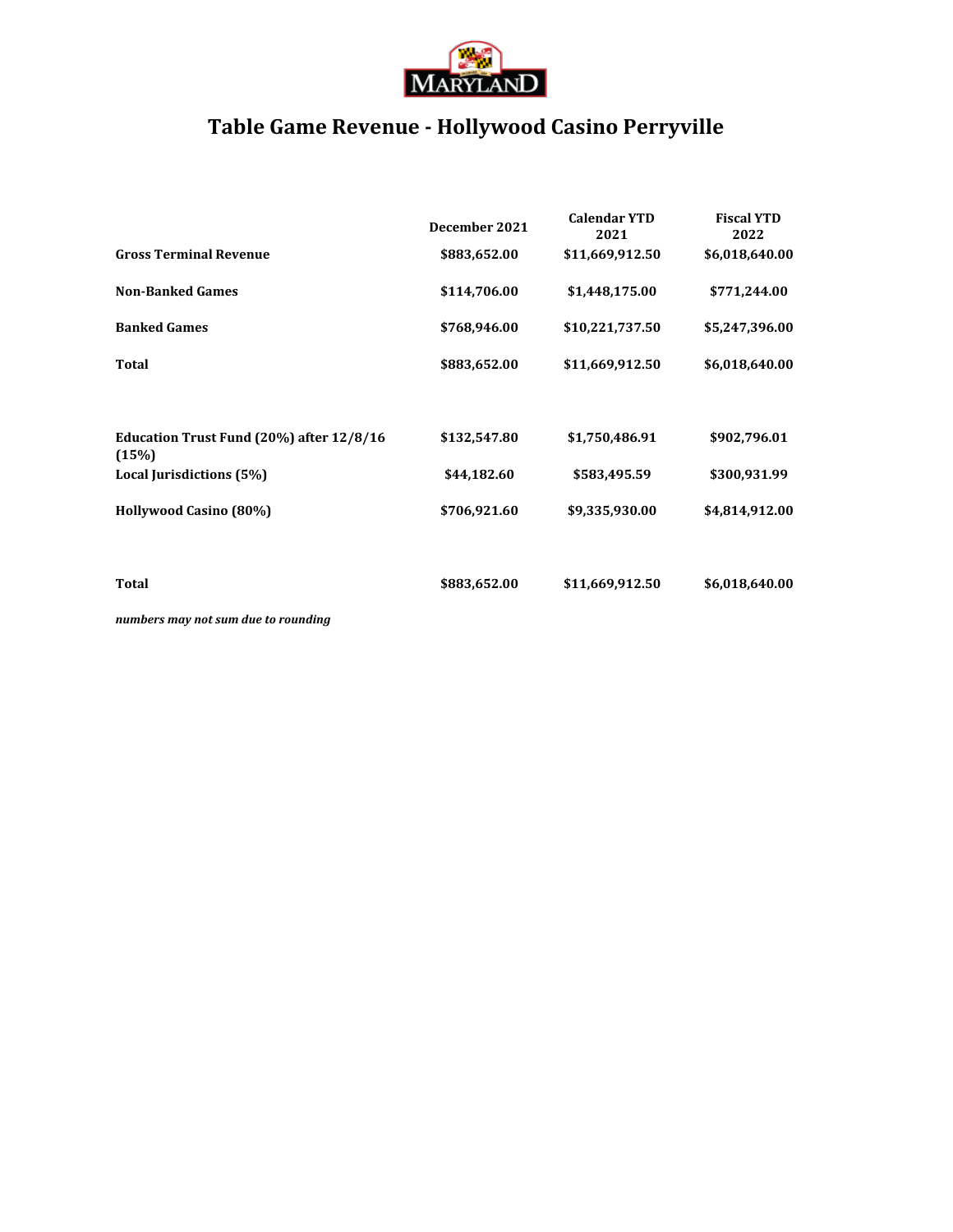# Table Game Revenue - Hollywood Casino Perryville

| | December 2021 | Calendar YTD 2021 | Fiscal YTD 2022 |
|---|---|---|---|
| **Gross Terminal Revenue** | $883,652.00 | $11,669,912.50 | $6,018,640.00 |
| **Non-Banked Games** | $114,706.00 | $1,448,175.00 | $771,244.00 |
| **Banked Games** | $768,946.00 | $10,221,737.50 | $5,247,396.00 |
| **Total** | $883,652.00 | $11,669,912.50 | $6,018,640.00 |
| | | | |
| **Education Trust Fund (20%) after 12/8/16 (15%)** | $132,547.80 | $1,750,486.91 | $902,796.01 |
| **Local Jurisdictions (5%)** | $44,182.60 | $583,495.59 | $300,931.99 |
| **Hollywood Casino (80%)** | $706,921.60 | $9,335,930.00 | $4,814,912.00 |
| | | | |
| **Total** | $883,652.00 | $11,669,912.50 | $6,018,640.00 |

***numbers may not sum due to rounding***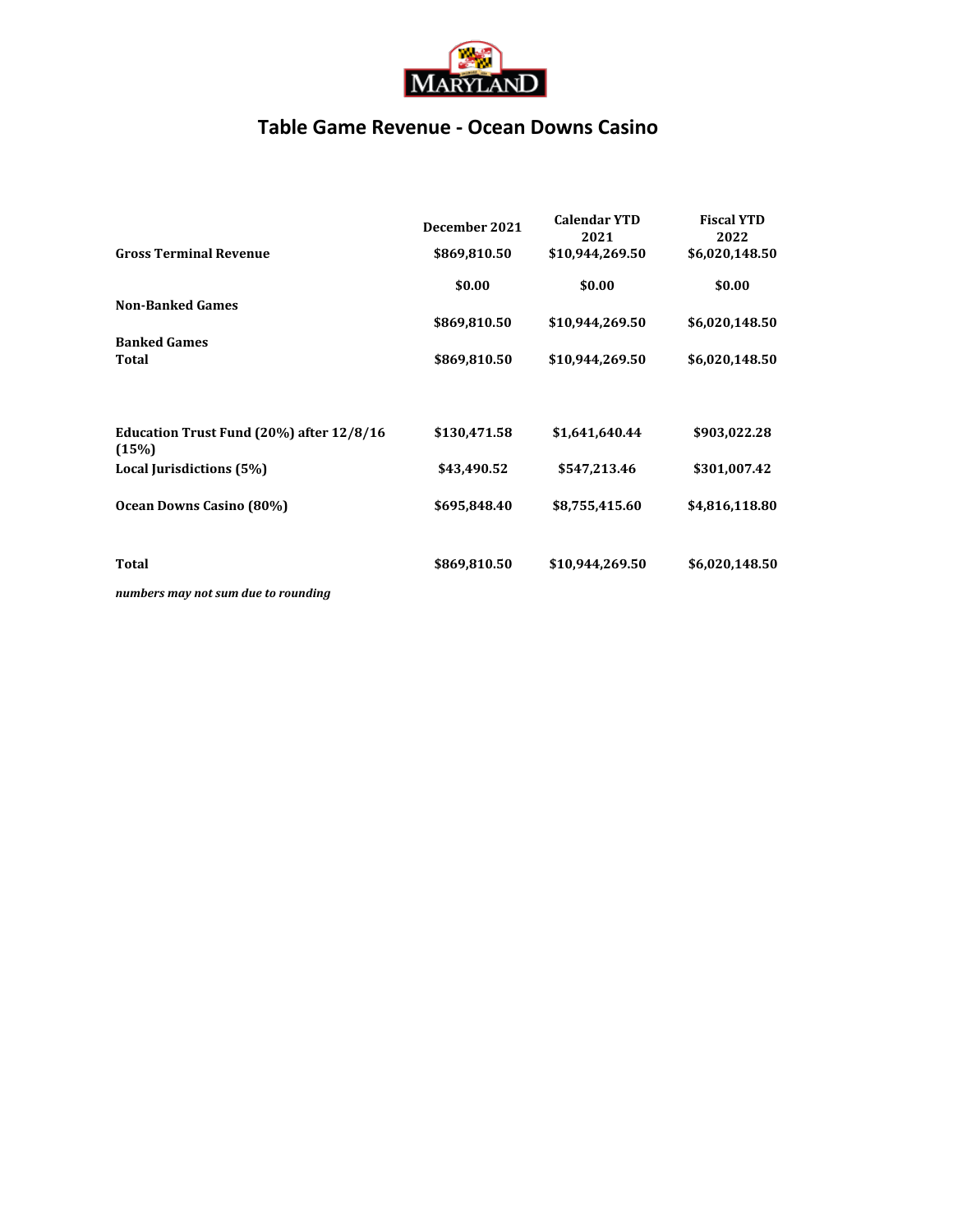# Table Game Revenue - Ocean Downs Casino

| | December 2021 | Calendar YTD 2021 | Fiscal YTD 2022 |
|---|---|---|---|
| **Gross Terminal Revenue** | $869,810.50 | $10,944,269.50 | $6,020,148.50 |
| **Non-Banked Games** | $0.00 | $0.00 | $0.00 |
| **Banked Games** | $869,810.50 | $10,944,269.50 | $6,020,148.50 |
| **Total** | $869,810.50 | $10,944,269.50 | $6,020,148.50 |
| | | | |
| **Education Trust Fund (20%) after 12/8/16 (15%)** | $130,471.58 | $1,641,640.44 | $903,022.28 |
| **Local Jurisdictions (5%)** | $43,490.52 | $547,213.46 | $301,007.42 |
| **Ocean Downs Casino (80%)** | $695,848.40 | $8,755,415.60 | $4,816,118.80 |
| | | | |
| **Total** | $869,810.50 | $10,944,269.50 | $6,020,148.50 |

***numbers may not sum due to rounding***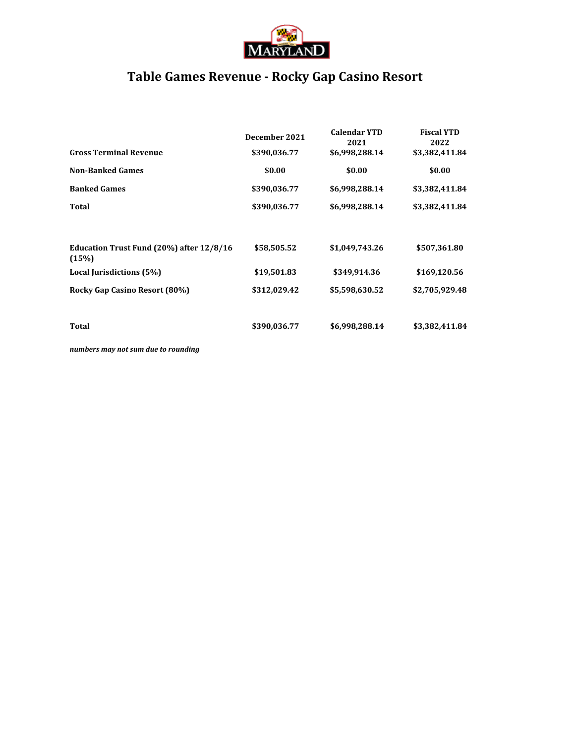# Table Games Revenue - Rocky Gap Casino Resort

| | December 2021 | Calendar YTD 2021 | Fiscal YTD 2022 |
|---|---|---|---|
| **Gross Terminal Revenue** | $390,036.77 | $6,998,288.14 | $3,382,411.84 |
| **Non-Banked Games** | $0.00 | $0.00 | $0.00 |
| **Banked Games** | $390,036.77 | $6,998,288.14 | $3,382,411.84 |
| **Total** | $390,036.77 | $6,998,288.14 | $3,382,411.84 |
| | | | |
| **Education Trust Fund (20%) after 12/8/16 (15%)** | $58,505.52 | $1,049,743.26 | $507,361.80 |
| **Local Jurisdictions (5%)** | $19,501.83 | $349,914.36 | $169,120.56 |
| **Rocky Gap Casino Resort (80%)** | $312,029.42 | $5,598,630.52 | $2,705,929.48 |
| | | | |
| **Total** | $390,036.77 | $6,998,288.14 | $3,382,411.84 |

***numbers may not sum due to rounding***